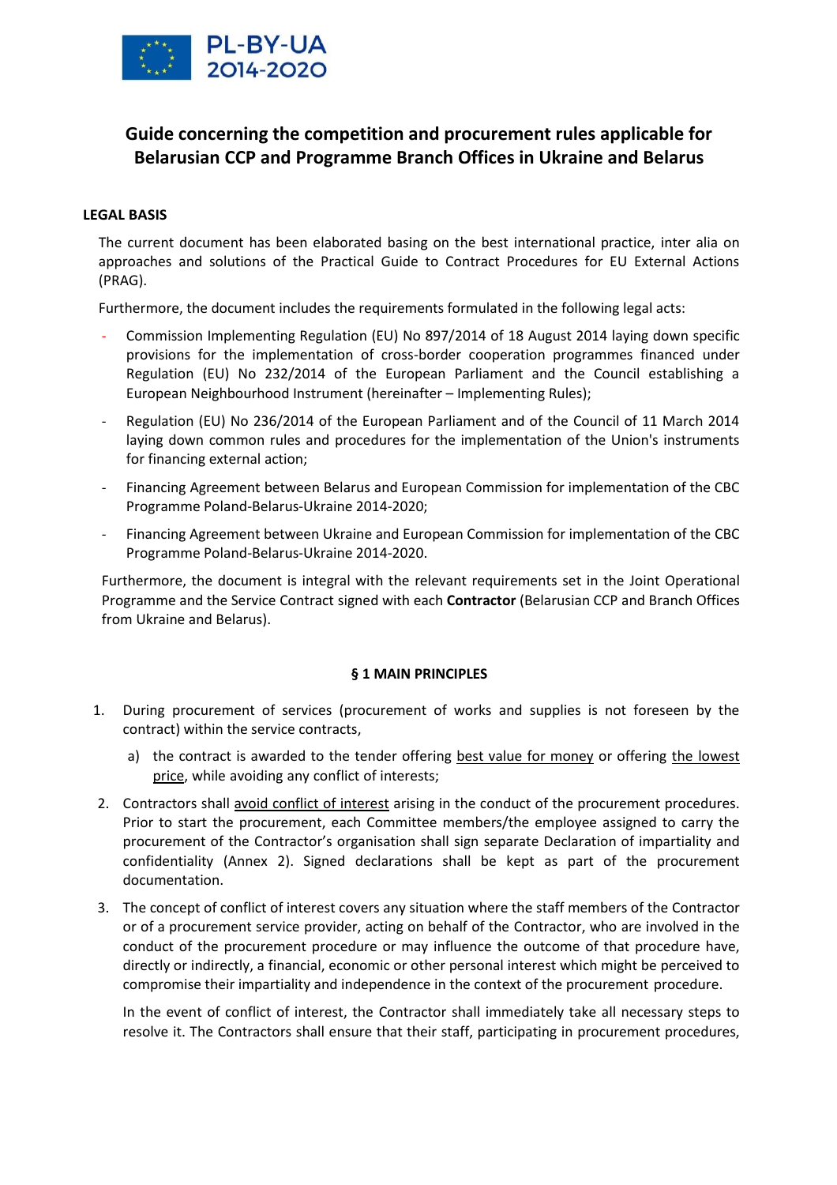PL-BY-UA 2014-2020

# Guide concerning the competition and procurement rules applicable for Belarusian CCP and Programme Branch Offices in Ukraine and Belarus

## LEGAL BASIS

The current document has been elaborated basing on the best international practice, inter alia on approaches and solutions of the Practical Guide to Contract Procedures for EU External Actions (PRAG).

Furthermore, the document includes the requirements formulated in the following legal acts:

- Commission Implementing Regulation (EU) No 897/2014 of 18 August 2014 laying down specific provisions for the implementation of cross-border cooperation programmes financed under Regulation (EU) No 232/2014 of the European Parliament and the Council establishing a European Neighbourhood Instrument (hereinafter – Implementing Rules);
- Regulation (EU) No 236/2014 of the European Parliament and of the Council of 11 March 2014 laying down common rules and procedures for the implementation of the Union's instruments for financing external action;
- Financing Agreement between Belarus and European Commission for implementation of the CBC Programme Poland-Belarus-Ukraine 2014-2020;
- Financing Agreement between Ukraine and European Commission for implementation of the CBC Programme Poland-Belarus-Ukraine 2014-2020.

Furthermore, the document is integral with the relevant requirements set in the Joint Operational Programme and the Service Contract signed with each **Contractor** (Belarusian CCP and Branch Offices from Ukraine and Belarus).

## § 1 MAIN PRINCIPLES

1. During procurement of services (procurement of works and supplies is not foreseen by the contract) within the service contracts,
   a) the contract is awarded to the tender offering best value for money or offering the lowest price, while avoiding any conflict of interests;
2. Contractors shall avoid conflict of interest arising in the conduct of the procurement procedures. Prior to start the procurement, each Committee members/the employee assigned to carry the procurement of the Contractor's organisation shall sign separate Declaration of impartiality and confidentiality (Annex 2). Signed declarations shall be kept as part of the procurement documentation.
3. The concept of conflict of interest covers any situation where the staff members of the Contractor or of a procurement service provider, acting on behalf of the Contractor, who are involved in the conduct of the procurement procedure or may influence the outcome of that procedure have, directly or indirectly, a financial, economic or other personal interest which might be perceived to compromise their impartiality and independence in the context of the procurement procedure.

   In the event of conflict of interest, the Contractor shall immediately take all necessary steps to resolve it. The Contractors shall ensure that their staff, participating in procurement procedures,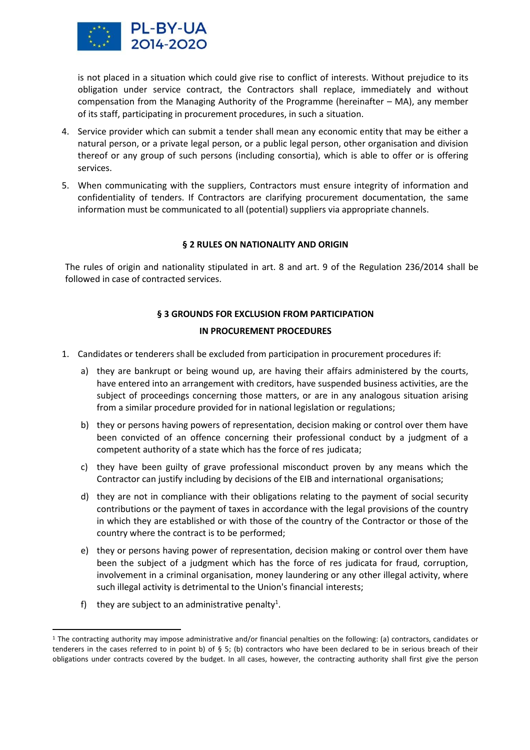is not placed in a situation which could give rise to conflict of interests. Without prejudice to its obligation under service contract, the Contractors shall replace, immediately and without compensation from the Managing Authority of the Programme (hereinafter – MA), any member of its staff, participating in procurement procedures, in such a situation.

4. Service provider which can submit a tender shall mean any economic entity that may be either a natural person, or a private legal person, or a public legal person, other organisation and division thereof or any group of such persons (including consortia), which is able to offer or is offering services.
5. When communicating with the suppliers, Contractors must ensure integrity of information and confidentiality of tenders. If Contractors are clarifying procurement documentation, the same information must be communicated to all (potential) suppliers via appropriate channels.

## § 2 RULES ON NATIONALITY AND ORIGIN

The rules of origin and nationality stipulated in art. 8 and art. 9 of the Regulation 236/2014 shall be followed in case of contracted services.

## § 3 GROUNDS FOR EXCLUSION FROM PARTICIPATION IN PROCUREMENT PROCEDURES

1. Candidates or tenderers shall be excluded from participation in procurement procedures if:
   a) they are bankrupt or being wound up, are having their affairs administered by the courts, have entered into an arrangement with creditors, have suspended business activities, are the subject of proceedings concerning those matters, or are in any analogous situation arising from a similar procedure provided for in national legislation or regulations;
   b) they or persons having powers of representation, decision making or control over them have been convicted of an offence concerning their professional conduct by a judgment of a competent authority of a state which has the force of res judicata;
   c) they have been guilty of grave professional misconduct proven by any means which the Contractor can justify including by decisions of the EIB and international organisations;
   d) they are not in compliance with their obligations relating to the payment of social security contributions or the payment of taxes in accordance with the legal provisions of the country in which they are established or with those of the country of the Contractor or those of the country where the contract is to be performed;
   e) they or persons having power of representation, decision making or control over them have been the subject of a judgment which has the force of res judicata for fraud, corruption, involvement in a criminal organisation, money laundering or any other illegal activity, where such illegal activity is detrimental to the Union's financial interests;
   f) they are subject to an administrative penalty[1].

[1] The contracting authority may impose administrative and/or financial penalties on the following: (a) contractors, candidates or tenderers in the cases referred to in point b) of § 5; (b) contractors who have been declared to be in serious breach of their obligations under contracts covered by the budget. In all cases, however, the contracting authority shall first give the person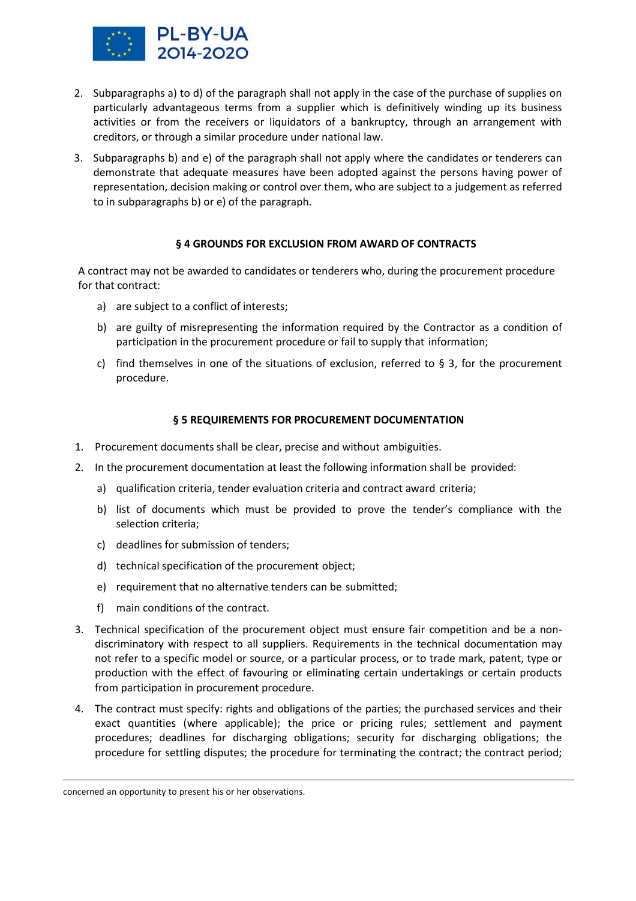2. Subparagraphs a) to d) of the paragraph shall not apply in the case of the purchase of supplies on particularly advantageous terms from a supplier which is definitively winding up its business activities or from the receivers or liquidators of a bankruptcy, through an arrangement with creditors, or through a similar procedure under national law.

3. Subparagraphs b) and e) of the paragraph shall not apply where the candidates or tenderers can demonstrate that adequate measures have been adopted against the persons having power of representation, decision making or control over them, who are subject to a judgement as referred to in subparagraphs b) or e) of the paragraph.

### § 4 GROUNDS FOR EXCLUSION FROM AWARD OF CONTRACTS

A contract may not be awarded to candidates or tenderers who, during the procurement procedure for that contract:

a) are subject to a conflict of interests;

b) are guilty of misrepresenting the information required by the Contractor as a condition of participation in the procurement procedure or fail to supply that information;

c) find themselves in one of the situations of exclusion, referred to § 3, for the procurement procedure.

### § 5 REQUIREMENTS FOR PROCUREMENT DOCUMENTATION

1. Procurement documents shall be clear, precise and without ambiguities.

2. In the procurement documentation at least the following information shall be provided:

   a) qualification criteria, tender evaluation criteria and contract award criteria;

   b) list of documents which must be provided to prove the tender's compliance with the selection criteria;

   c) deadlines for submission of tenders;

   d) technical specification of the procurement object;

   e) requirement that no alternative tenders can be submitted;

   f) main conditions of the contract.

3. Technical specification of the procurement object must ensure fair competition and be a non-discriminatory with respect to all suppliers. Requirements in the technical documentation may not refer to a specific model or source, or a particular process, or to trade mark, patent, type or production with the effect of favouring or eliminating certain undertakings or certain products from participation in procurement procedure.

4. The contract must specify: rights and obligations of the parties; the purchased services and their exact quantities (where applicable); the price or pricing rules; settlement and payment procedures; deadlines for discharging obligations; security for discharging obligations; the procedure for settling disputes; the procedure for terminating the contract; the contract period;

concerned an opportunity to present his or her observations.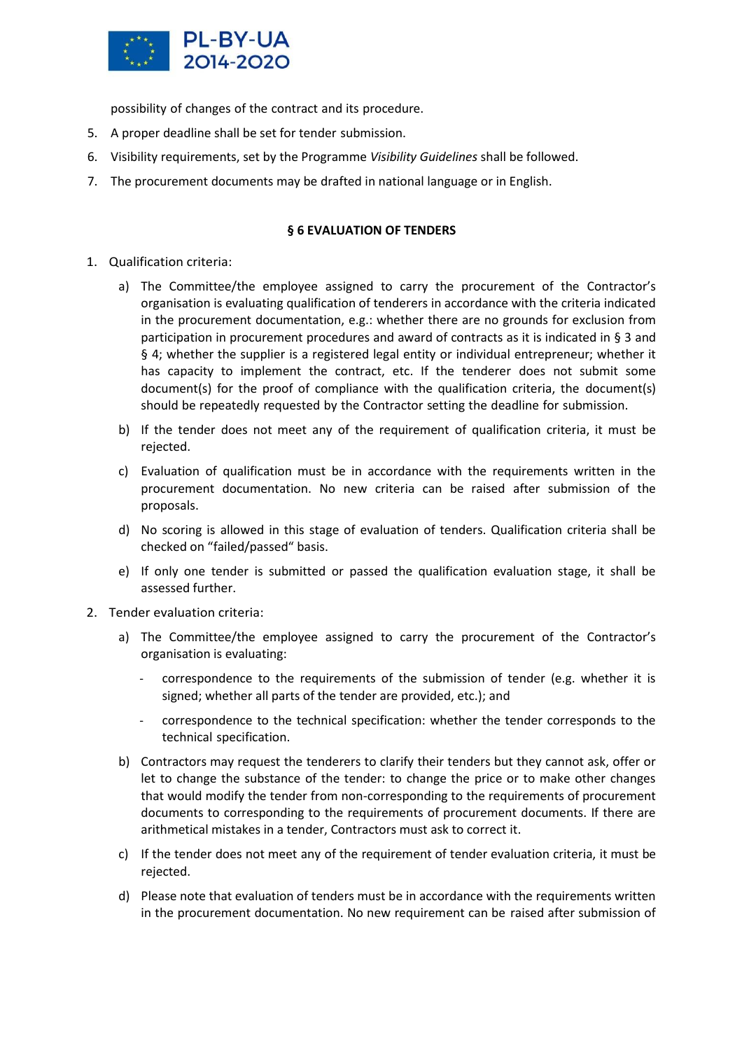possibility of changes of the contract and its procedure.

5. A proper deadline shall be set for tender submission.
6. Visibility requirements, set by the Programme *Visibility Guidelines* shall be followed.
7. The procurement documents may be drafted in national language or in English.

**§ 6 EVALUATION OF TENDERS**

1. Qualification criteria:
   a) The Committee/the employee assigned to carry the procurement of the Contractor's organisation is evaluating qualification of tenderers in accordance with the criteria indicated in the procurement documentation, e.g.: whether there are no grounds for exclusion from participation in procurement procedures and award of contracts as it is indicated in § 3 and § 4; whether the supplier is a registered legal entity or individual entrepreneur; whether it has capacity to implement the contract, etc. If the tenderer does not submit some document(s) for the proof of compliance with the qualification criteria, the document(s) should be repeatedly requested by the Contractor setting the deadline for submission.
   b) If the tender does not meet any of the requirement of qualification criteria, it must be rejected.
   c) Evaluation of qualification must be in accordance with the requirements written in the procurement documentation. No new criteria can be raised after submission of the proposals.
   d) No scoring is allowed in this stage of evaluation of tenders. Qualification criteria shall be checked on "failed/passed" basis.
   e) If only one tender is submitted or passed the qualification evaluation stage, it shall be assessed further.
2. Tender evaluation criteria:
   a) The Committee/the employee assigned to carry the procurement of the Contractor's organisation is evaluating:
      - correspondence to the requirements of the submission of tender (e.g. whether it is signed; whether all parts of the tender are provided, etc.); and
      - correspondence to the technical specification: whether the tender corresponds to the technical specification.
   b) Contractors may request the tenderers to clarify their tenders but they cannot ask, offer or let to change the substance of the tender: to change the price or to make other changes that would modify the tender from non-corresponding to the requirements of procurement documents to corresponding to the requirements of procurement documents. If there are arithmetical mistakes in a tender, Contractors must ask to correct it.
   c) If the tender does not meet any of the requirement of tender evaluation criteria, it must be rejected.
   d) Please note that evaluation of tenders must be in accordance with the requirements written in the procurement documentation. No new requirement can be raised after submission of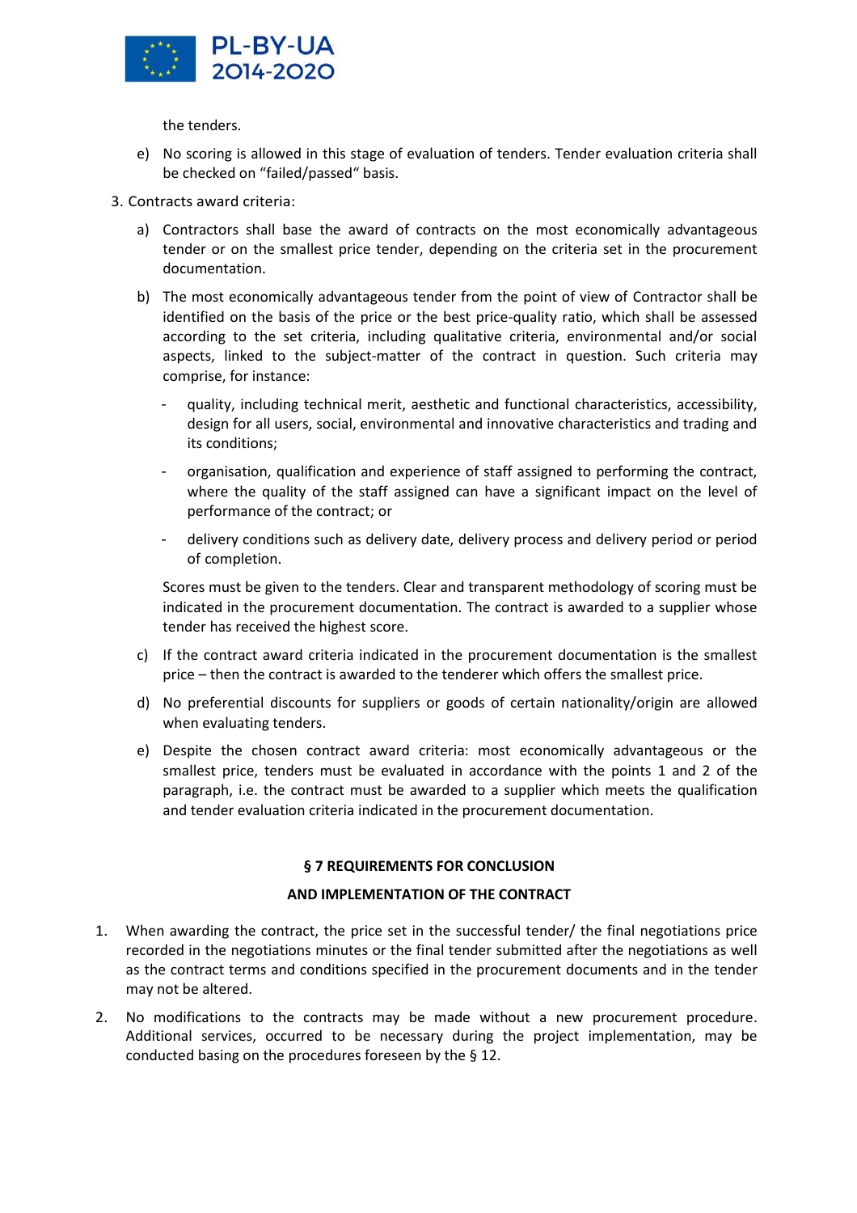the tenders.

e) No scoring is allowed in this stage of evaluation of tenders. Tender evaluation criteria shall be checked on "failed/passed" basis.

3. Contracts award criteria:

a) Contractors shall base the award of contracts on the most economically advantageous tender or on the smallest price tender, depending on the criteria set in the procurement documentation.

b) The most economically advantageous tender from the point of view of Contractor shall be identified on the basis of the price or the best price-quality ratio, which shall be assessed according to the set criteria, including qualitative criteria, environmental and/or social aspects, linked to the subject-matter of the contract in question. Such criteria may comprise, for instance:

- quality, including technical merit, aesthetic and functional characteristics, accessibility, design for all users, social, environmental and innovative characteristics and trading and its conditions;
- organisation, qualification and experience of staff assigned to performing the contract, where the quality of the staff assigned can have a significant impact on the level of performance of the contract; or
- delivery conditions such as delivery date, delivery process and delivery period or period of completion.

Scores must be given to the tenders. Clear and transparent methodology of scoring must be indicated in the procurement documentation. The contract is awarded to a supplier whose tender has received the highest score.

c) If the contract award criteria indicated in the procurement documentation is the smallest price – then the contract is awarded to the tenderer which offers the smallest price.

d) No preferential discounts for suppliers or goods of certain nationality/origin are allowed when evaluating tenders.

e) Despite the chosen contract award criteria: most economically advantageous or the smallest price, tenders must be evaluated in accordance with the points 1 and 2 of the paragraph, i.e. the contract must be awarded to a supplier which meets the qualification and tender evaluation criteria indicated in the procurement documentation.

## § 7 REQUIREMENTS FOR CONCLUSION AND IMPLEMENTATION OF THE CONTRACT

1. When awarding the contract, the price set in the successful tender/ the final negotiations price recorded in the negotiations minutes or the final tender submitted after the negotiations as well as the contract terms and conditions specified in the procurement documents and in the tender may not be altered.
2. No modifications to the contracts may be made without a new procurement procedure. Additional services, occurred to be necessary during the project implementation, may be conducted basing on the procedures foreseen by the § 12.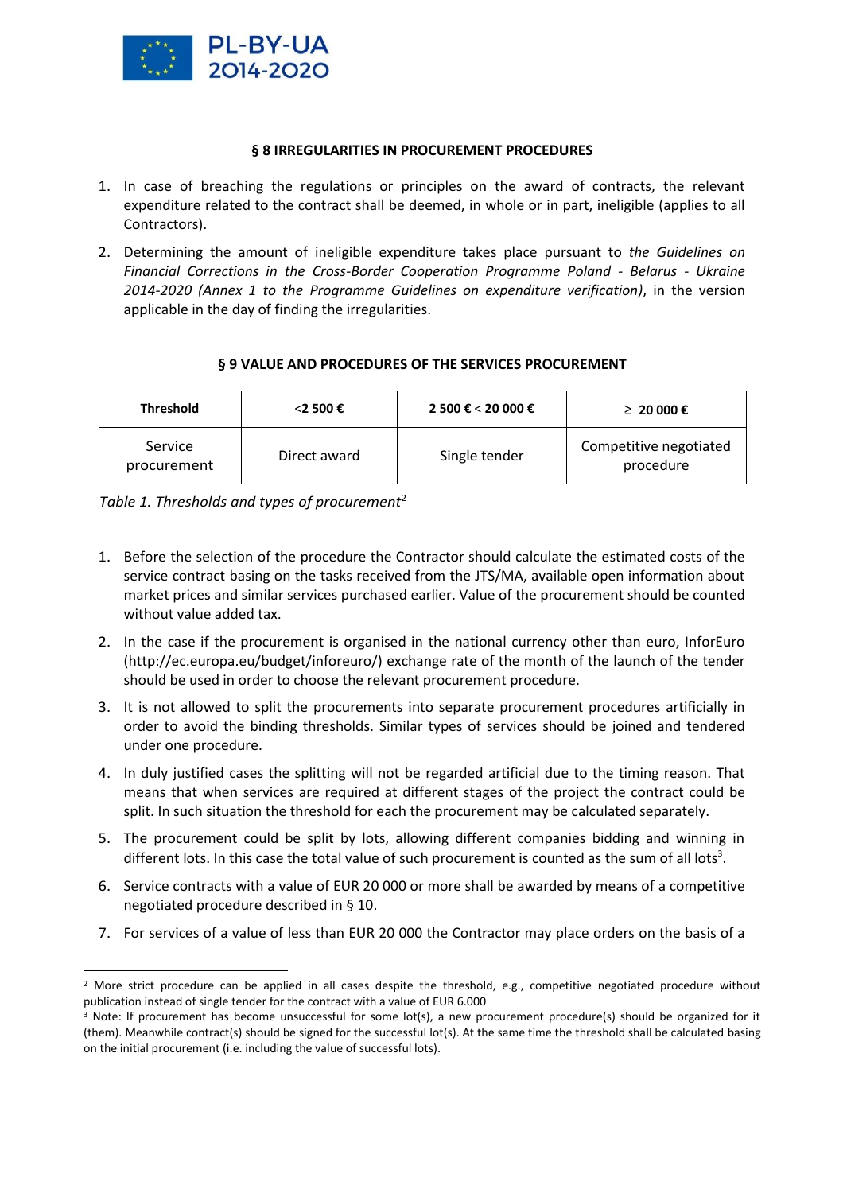## § 8 IRREGULARITIES IN PROCUREMENT PROCEDURES

1. In case of breaching the regulations or principles on the award of contracts, the relevant expenditure related to the contract shall be deemed, in whole or in part, ineligible (applies to all Contractors).
2. Determining the amount of ineligible expenditure takes place pursuant to *the Guidelines on Financial Corrections in the Cross-Border Cooperation Programme Poland - Belarus - Ukraine 2014-2020 (Annex 1 to the Programme Guidelines on expenditure verification)*, in the version applicable in the day of finding the irregularities.

## § 9 VALUE AND PROCEDURES OF THE SERVICES PROCUREMENT

| Threshold | <2 500 € | 2 500 € < 20 000 € | ≥ 20 000 € |
|---|---|---|---|
| Service procurement | Direct award | Single tender | Competitive negotiated procedure |

*Table 1. Thresholds and types of procurement*[2]

1. Before the selection of the procedure the Contractor should calculate the estimated costs of the service contract basing on the tasks received from the JTS/MA, available open information about market prices and similar services purchased earlier. Value of the procurement should be counted without value added tax.
2. In the case if the procurement is organised in the national currency other than euro, InforEuro (http://ec.europa.eu/budget/inforeuro/) exchange rate of the month of the launch of the tender should be used in order to choose the relevant procurement procedure.
3. It is not allowed to split the procurements into separate procurement procedures artificially in order to avoid the binding thresholds. Similar types of services should be joined and tendered under one procedure.
4. In duly justified cases the splitting will not be regarded artificial due to the timing reason. That means that when services are required at different stages of the project the contract could be split. In such situation the threshold for each the procurement may be calculated separately.
5. The procurement could be split by lots, allowing different companies bidding and winning in different lots. In this case the total value of such procurement is counted as the sum of all lots[3].
6. Service contracts with a value of EUR 20 000 or more shall be awarded by means of a competitive negotiated procedure described in § 10.
7. For services of a value of less than EUR 20 000 the Contractor may place orders on the basis of a

---

[2] More strict procedure can be applied in all cases despite the threshold, e.g., competitive negotiated procedure without publication instead of single tender for the contract with a value of EUR 6.000

[3] Note: If procurement has become unsuccessful for some lot(s), a new procurement procedure(s) should be organized for it (them). Meanwhile contract(s) should be signed for the successful lot(s). At the same time the threshold shall be calculated basing on the initial procurement (i.e. including the value of successful lots).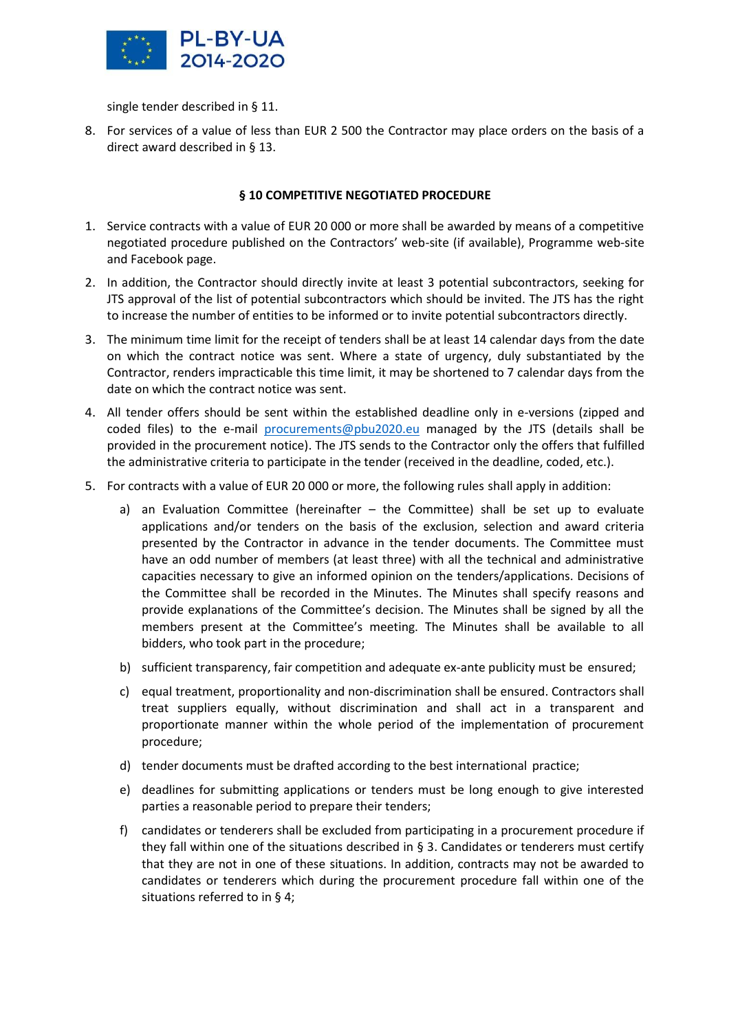single tender described in § 11.

8. For services of a value of less than EUR 2 500 the Contractor may place orders on the basis of a direct award described in § 13.

## § 10 COMPETITIVE NEGOTIATED PROCEDURE

1. Service contracts with a value of EUR 20 000 or more shall be awarded by means of a competitive negotiated procedure published on the Contractors' web-site (if available), Programme web-site and Facebook page.
2. In addition, the Contractor should directly invite at least 3 potential subcontractors, seeking for JTS approval of the list of potential subcontractors which should be invited. The JTS has the right to increase the number of entities to be informed or to invite potential subcontractors directly.
3. The minimum time limit for the receipt of tenders shall be at least 14 calendar days from the date on which the contract notice was sent. Where a state of urgency, duly substantiated by the Contractor, renders impracticable this time limit, it may be shortened to 7 calendar days from the date on which the contract notice was sent.
4. All tender offers should be sent within the established deadline only in e-versions (zipped and coded files) to the e-mail procurements@pbu2020.eu managed by the JTS (details shall be provided in the procurement notice). The JTS sends to the Contractor only the offers that fulfilled the administrative criteria to participate in the tender (received in the deadline, coded, etc.).
5. For contracts with a value of EUR 20 000 or more, the following rules shall apply in addition:
   a) an Evaluation Committee (hereinafter – the Committee) shall be set up to evaluate applications and/or tenders on the basis of the exclusion, selection and award criteria presented by the Contractor in advance in the tender documents. The Committee must have an odd number of members (at least three) with all the technical and administrative capacities necessary to give an informed opinion on the tenders/applications. Decisions of the Committee shall be recorded in the Minutes. The Minutes shall specify reasons and provide explanations of the Committee's decision. The Minutes shall be signed by all the members present at the Committee's meeting. The Minutes shall be available to all bidders, who took part in the procedure;
   b) sufficient transparency, fair competition and adequate ex-ante publicity must be ensured;
   c) equal treatment, proportionality and non-discrimination shall be ensured. Contractors shall treat suppliers equally, without discrimination and shall act in a transparent and proportionate manner within the whole period of the implementation of procurement procedure;
   d) tender documents must be drafted according to the best international practice;
   e) deadlines for submitting applications or tenders must be long enough to give interested parties a reasonable period to prepare their tenders;
   f) candidates or tenderers shall be excluded from participating in a procurement procedure if they fall within one of the situations described in § 3. Candidates or tenderers must certify that they are not in one of these situations. In addition, contracts may not be awarded to candidates or tenderers which during the procurement procedure fall within one of the situations referred to in § 4;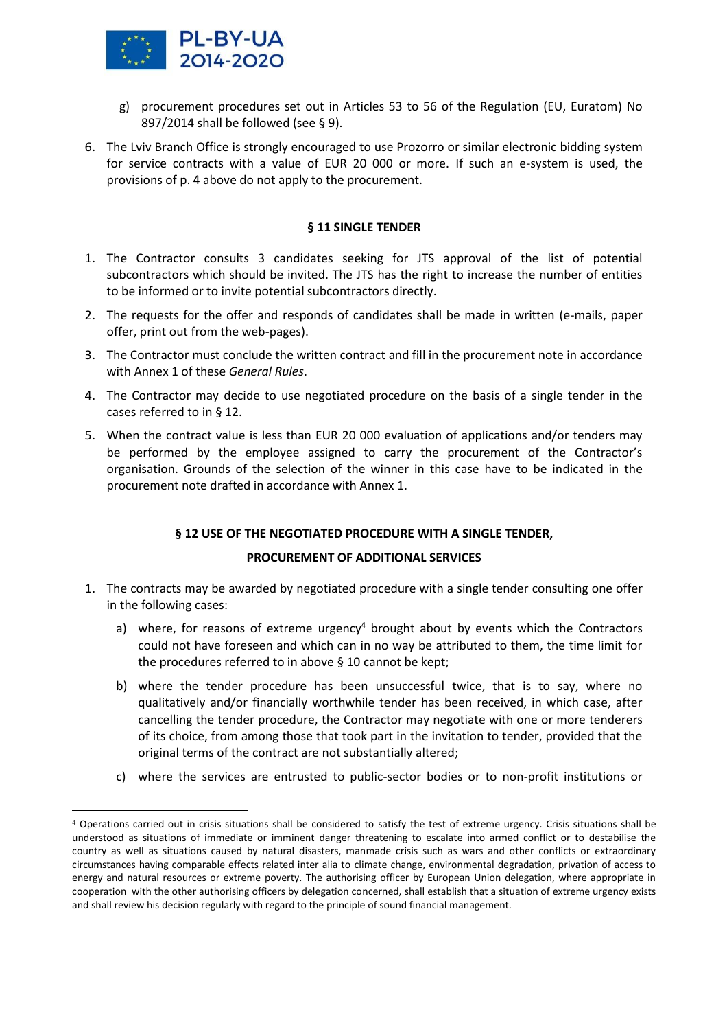g) procurement procedures set out in Articles 53 to 56 of the Regulation (EU, Euratom) No 897/2014 shall be followed (see § 9).

6. The Lviv Branch Office is strongly encouraged to use Prozorro or similar electronic bidding system for service contracts with a value of EUR 20 000 or more. If such an e-system is used, the provisions of p. 4 above do not apply to the procurement.

## § 11 SINGLE TENDER

1. The Contractor consults 3 candidates seeking for JTS approval of the list of potential subcontractors which should be invited. The JTS has the right to increase the number of entities to be informed or to invite potential subcontractors directly.
2. The requests for the offer and responds of candidates shall be made in written (e-mails, paper offer, print out from the web-pages).
3. The Contractor must conclude the written contract and fill in the procurement note in accordance with Annex 1 of these *General Rules*.
4. The Contractor may decide to use negotiated procedure on the basis of a single tender in the cases referred to in § 12.
5. When the contract value is less than EUR 20 000 evaluation of applications and/or tenders may be performed by the employee assigned to carry the procurement of the Contractor's organisation. Grounds of the selection of the winner in this case have to be indicated in the procurement note drafted in accordance with Annex 1.

## § 12 USE OF THE NEGOTIATED PROCEDURE WITH A SINGLE TENDER, PROCUREMENT OF ADDITIONAL SERVICES

1. The contracts may be awarded by negotiated procedure with a single tender consulting one offer in the following cases:
   a) where, for reasons of extreme urgency[4] brought about by events which the Contractors could not have foreseen and which can in no way be attributed to them, the time limit for the procedures referred to in above § 10 cannot be kept;
   b) where the tender procedure has been unsuccessful twice, that is to say, where no qualitatively and/or financially worthwhile tender has been received, in which case, after cancelling the tender procedure, the Contractor may negotiate with one or more tenderers of its choice, from among those that took part in the invitation to tender, provided that the original terms of the contract are not substantially altered;
   c) where the services are entrusted to public-sector bodies or to non-profit institutions or

[4] Operations carried out in crisis situations shall be considered to satisfy the test of extreme urgency. Crisis situations shall be understood as situations of immediate or imminent danger threatening to escalate into armed conflict or to destabilise the country as well as situations caused by natural disasters, manmade crisis such as wars and other conflicts or extraordinary circumstances having comparable effects related inter alia to climate change, environmental degradation, privation of access to energy and natural resources or extreme poverty. The authorising officer by European Union delegation, where appropriate in cooperation with the other authorising officers by delegation concerned, shall establish that a situation of extreme urgency exists and shall review his decision regularly with regard to the principle of sound financial management.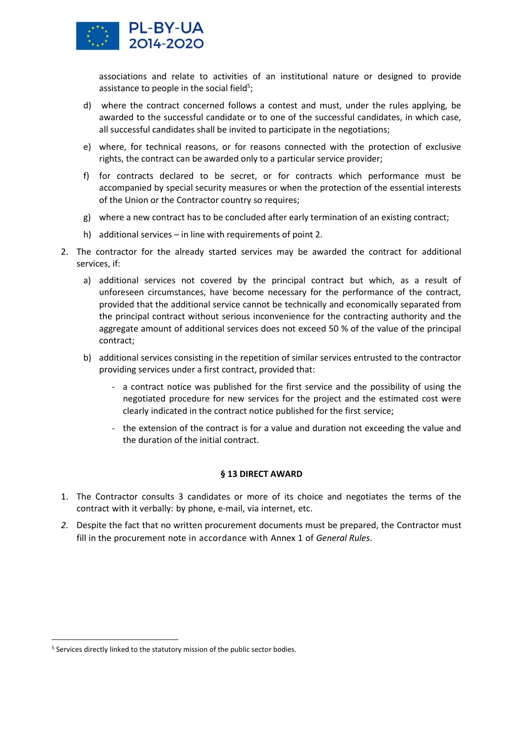associations and relate to activities of an institutional nature or designed to provide assistance to people in the social field[5];

d) where the contract concerned follows a contest and must, under the rules applying, be awarded to the successful candidate or to one of the successful candidates, in which case, all successful candidates shall be invited to participate in the negotiations;

e) where, for technical reasons, or for reasons connected with the protection of exclusive rights, the contract can be awarded only to a particular service provider;

f) for contracts declared to be secret, or for contracts which performance must be accompanied by special security measures or when the protection of the essential interests of the Union or the Contractor country so requires;

g) where a new contract has to be concluded after early termination of an existing contract;

h) additional services – in line with requirements of point 2.

2. The contractor for the already started services may be awarded the contract for additional services, if:

   a) additional services not covered by the principal contract but which, as a result of unforeseen circumstances, have become necessary for the performance of the contract, provided that the additional service cannot be technically and economically separated from the principal contract without serious inconvenience for the contracting authority and the aggregate amount of additional services does not exceed 50 % of the value of the principal contract;

   b) additional services consisting in the repetition of similar services entrusted to the contractor providing services under a first contract, provided that:

      - a contract notice was published for the first service and the possibility of using the negotiated procedure for new services for the project and the estimated cost were clearly indicated in the contract notice published for the first service;
      - the extension of the contract is for a value and duration not exceeding the value and the duration of the initial contract.

**§ 13 DIRECT AWARD**

1. The Contractor consults 3 candidates or more of its choice and negotiates the terms of the contract with it verbally: by phone, e-mail, via internet, etc.
2. Despite the fact that no written procurement documents must be prepared, the Contractor must fill in the procurement note in accordance with Annex 1 of *General Rules*.

[5] Services directly linked to the statutory mission of the public sector bodies.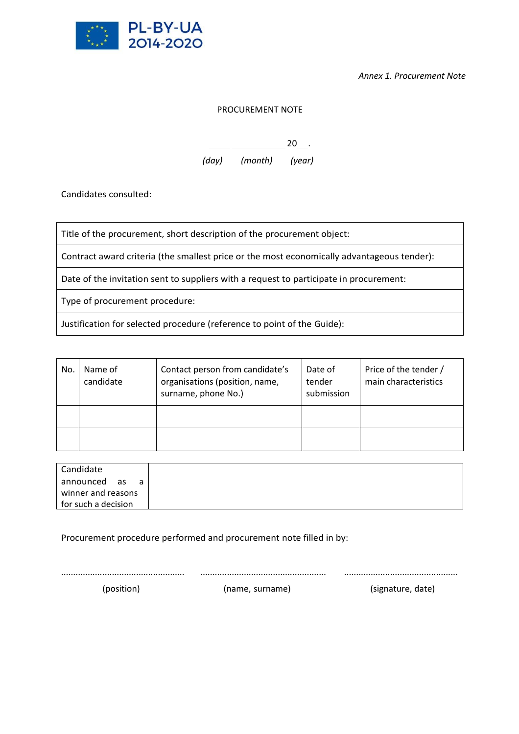*Annex 1. Procurement Note*

PROCUREMENT NOTE

_____ ____________ 20___.
*(day)* *(month)* *(year)*

Candidates consulted:

| Title of the procurement, short description of the procurement object: |
|---|
| Contract award criteria (the smallest price or the most economically advantageous tender): |
| Date of the invitation sent to suppliers with a request to participate in procurement: |
| Type of procurement procedure: |
| Justification for selected procedure (reference to point of the Guide): |

| No. | Name of candidate | Contact person from candidate's organisations (position, name, surname, phone No.) | Date of tender submission | Price of the tender / main characteristics |
|---|---|---|---|---|
| | | | | |
| | | | | |

| Candidate announced as a winner and reasons for such a decision | |
|---|---|

Procurement procedure performed and procurement note filled in by:

| ................................................... | ................................................... | ................................................... |
|---|---|---|
| (position) | (name, surname) | (signature, date) |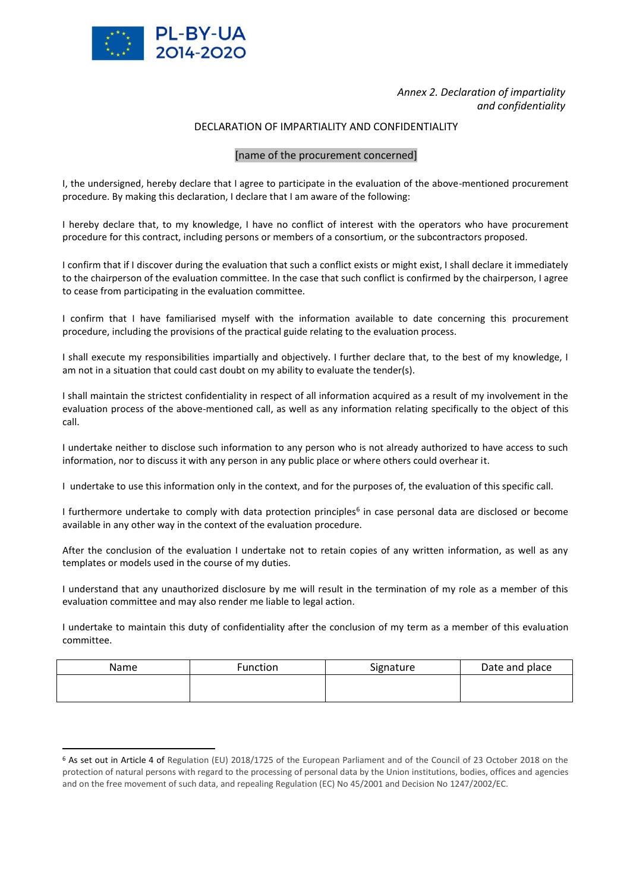*Annex 2. Declaration of impartiality and confidentiality*

DECLARATION OF IMPARTIALITY AND CONFIDENTIALITY

[name of the procurement concerned]

I, the undersigned, hereby declare that I agree to participate in the evaluation of the above-mentioned procurement procedure. By making this declaration, I declare that I am aware of the following:

I hereby declare that, to my knowledge, I have no conflict of interest with the operators who have procurement procedure for this contract, including persons or members of a consortium, or the subcontractors proposed.

I confirm that if I discover during the evaluation that such a conflict exists or might exist, I shall declare it immediately to the chairperson of the evaluation committee. In the case that such conflict is confirmed by the chairperson, I agree to cease from participating in the evaluation committee.

I confirm that I have familiarised myself with the information available to date concerning this procurement procedure, including the provisions of the practical guide relating to the evaluation process.

I shall execute my responsibilities impartially and objectively. I further declare that, to the best of my knowledge, I am not in a situation that could cast doubt on my ability to evaluate the tender(s).

I shall maintain the strictest confidentiality in respect of all information acquired as a result of my involvement in the evaluation process of the above-mentioned call, as well as any information relating specifically to the object of this call.

I undertake neither to disclose such information to any person who is not already authorized to have access to such information, nor to discuss it with any person in any public place or where others could overhear it.

I undertake to use this information only in the context, and for the purposes of, the evaluation of this specific call.

I furthermore undertake to comply with data protection principles[6] in case personal data are disclosed or become available in any other way in the context of the evaluation procedure.

After the conclusion of the evaluation I undertake not to retain copies of any written information, as well as any templates or models used in the course of my duties.

I understand that any unauthorized disclosure by me will result in the termination of my role as a member of this evaluation committee and may also render me liable to legal action.

I undertake to maintain this duty of confidentiality after the conclusion of my term as a member of this evaluation committee.

| Name | Function | Signature | Date and place |
|---|---|---|---|
| | | | |

[6] As set out in Article 4 of Regulation (EU) 2018/1725 of the European Parliament and of the Council of 23 October 2018 on the protection of natural persons with regard to the processing of personal data by the Union institutions, bodies, offices and agencies and on the free movement of such data, and repealing Regulation (EC) No 45/2001 and Decision No 1247/2002/EC.